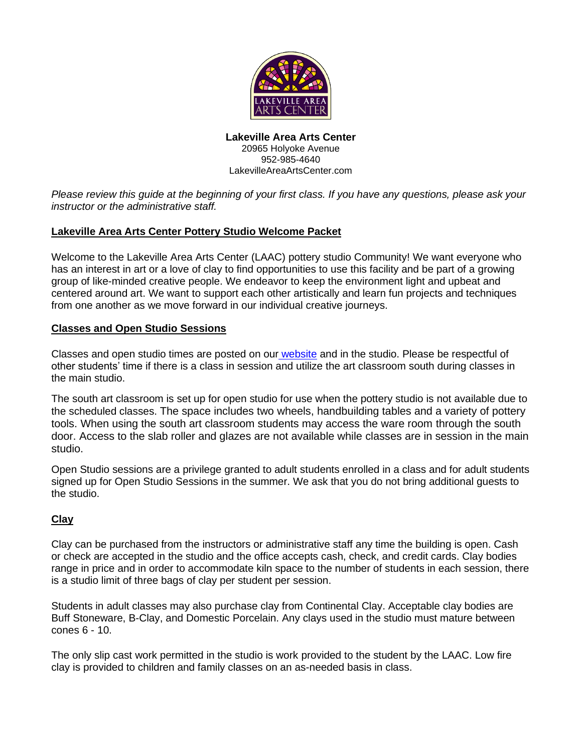**Lakeville Area Arts Center**
20965 Holyoke Avenue
952-985-4640
LakevilleAreaArtsCenter.com

*Please review this guide at the beginning of your first class. If you have any questions, please ask your instructor or the administrative staff.*

## Lakeville Area Arts Center Pottery Studio Welcome Packet

Welcome to the Lakeville Area Arts Center (LAAC) pottery studio Community! We want everyone who has an interest in art or a love of clay to find opportunities to use this facility and be part of a growing group of like-minded creative people. We endeavor to keep the environment light and upbeat and centered around art. We want to support each other artistically and learn fun projects and techniques from one another as we move forward in our individual creative journeys.

## Classes and Open Studio Sessions

Classes and open studio times are posted on our website and in the studio. Please be respectful of other students' time if there is a class in session and utilize the art classroom south during classes in the main studio.

The south art classroom is set up for open studio for use when the pottery studio is not available due to the scheduled classes. The space includes two wheels, handbuilding tables and a variety of pottery tools. When using the south art classroom students may access the ware room through the south door. Access to the slab roller and glazes are not available while classes are in session in the main studio.

Open Studio sessions are a privilege granted to adult students enrolled in a class and for adult students signed up for Open Studio Sessions in the summer. We ask that you do not bring additional guests to the studio.

## Clay

Clay can be purchased from the instructors or administrative staff any time the building is open. Cash or check are accepted in the studio and the office accepts cash, check, and credit cards. Clay bodies range in price and in order to accommodate kiln space to the number of students in each session, there is a studio limit of three bags of clay per student per session.

Students in adult classes may also purchase clay from Continental Clay. Acceptable clay bodies are Buff Stoneware, B-Clay, and Domestic Porcelain. Any clays used in the studio must mature between cones 6 - 10.

The only slip cast work permitted in the studio is work provided to the student by the LAAC. Low fire clay is provided to children and family classes on an as-needed basis in class.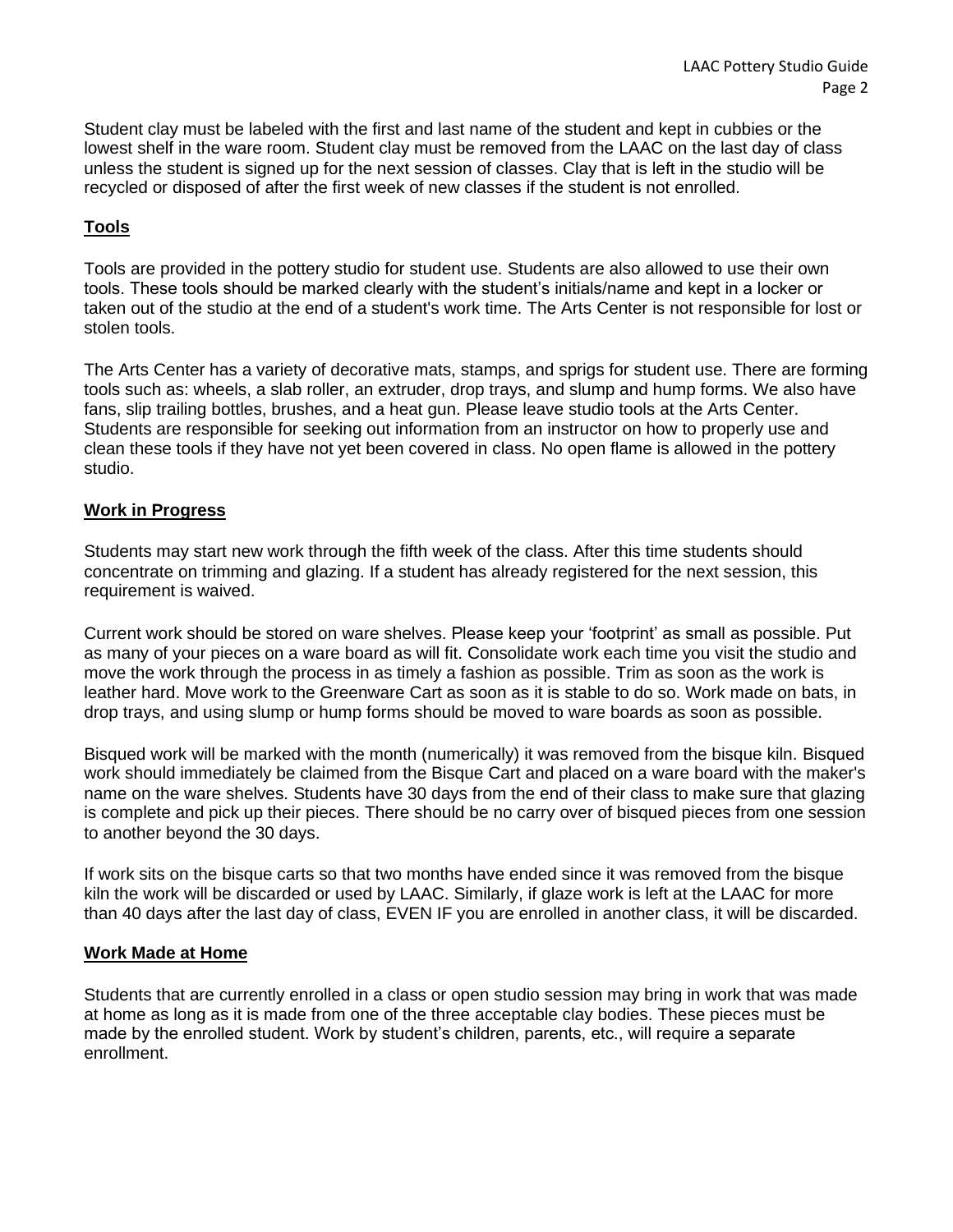Student clay must be labeled with the first and last name of the student and kept in cubbies or the lowest shelf in the ware room. Student clay must be removed from the LAAC on the last day of class unless the student is signed up for the next session of classes. Clay that is left in the studio will be recycled or disposed of after the first week of new classes if the student is not enrolled.

## Tools

Tools are provided in the pottery studio for student use. Students are also allowed to use their own tools. These tools should be marked clearly with the student's initials/name and kept in a locker or taken out of the studio at the end of a student's work time. The Arts Center is not responsible for lost or stolen tools.

The Arts Center has a variety of decorative mats, stamps, and sprigs for student use. There are forming tools such as: wheels, a slab roller, an extruder, drop trays, and slump and hump forms. We also have fans, slip trailing bottles, brushes, and a heat gun. Please leave studio tools at the Arts Center. Students are responsible for seeking out information from an instructor on how to properly use and clean these tools if they have not yet been covered in class. No open flame is allowed in the pottery studio.

## Work in Progress

Students may start new work through the fifth week of the class. After this time students should concentrate on trimming and glazing. If a student has already registered for the next session, this requirement is waived.

Current work should be stored on ware shelves. Please keep your 'footprint' as small as possible. Put as many of your pieces on a ware board as will fit. Consolidate work each time you visit the studio and move the work through the process in as timely a fashion as possible. Trim as soon as the work is leather hard. Move work to the Greenware Cart as soon as it is stable to do so. Work made on bats, in drop trays, and using slump or hump forms should be moved to ware boards as soon as possible.

Bisqued work will be marked with the month (numerically) it was removed from the bisque kiln. Bisqued work should immediately be claimed from the Bisque Cart and placed on a ware board with the maker's name on the ware shelves. Students have 30 days from the end of their class to make sure that glazing is complete and pick up their pieces. There should be no carry over of bisqued pieces from one session to another beyond the 30 days.

If work sits on the bisque carts so that two months have ended since it was removed from the bisque kiln the work will be discarded or used by LAAC. Similarly, if glaze work is left at the LAAC for more than 40 days after the last day of class, EVEN IF you are enrolled in another class, it will be discarded.

## Work Made at Home

Students that are currently enrolled in a class or open studio session may bring in work that was made at home as long as it is made from one of the three acceptable clay bodies. These pieces must be made by the enrolled student. Work by student's children, parents, etc., will require a separate enrollment.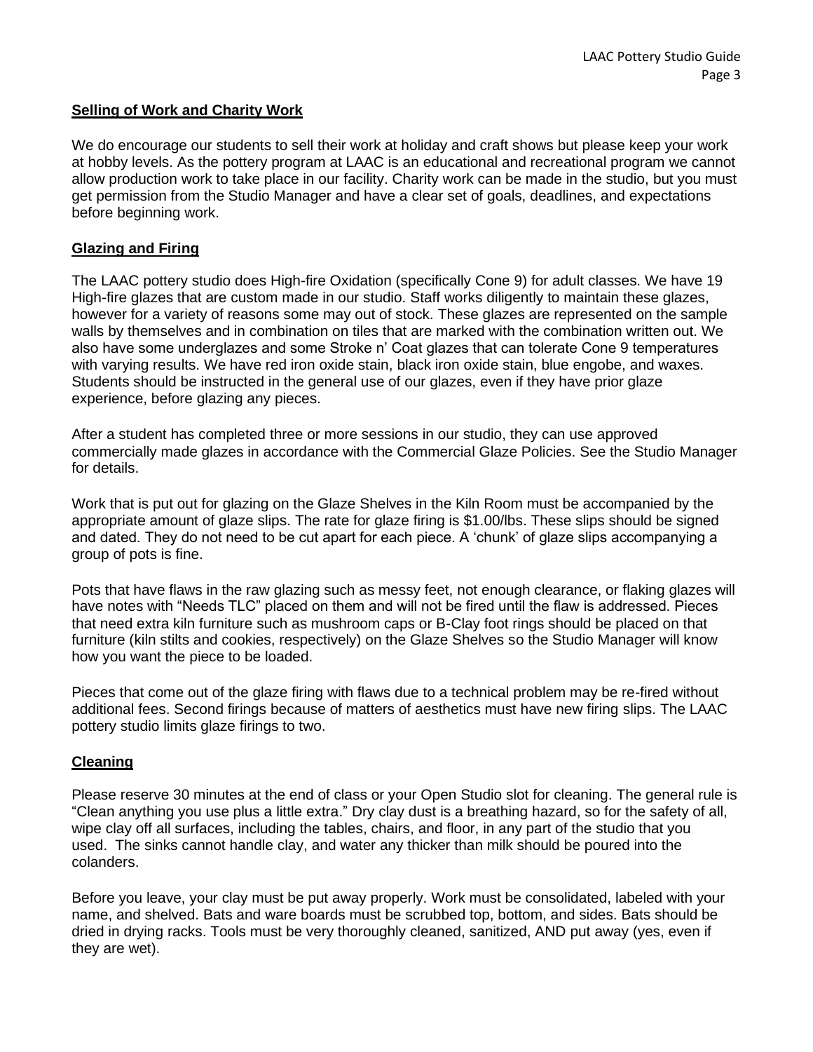## Selling of Work and Charity Work

We do encourage our students to sell their work at holiday and craft shows but please keep your work at hobby levels. As the pottery program at LAAC is an educational and recreational program we cannot allow production work to take place in our facility. Charity work can be made in the studio, but you must get permission from the Studio Manager and have a clear set of goals, deadlines, and expectations before beginning work.

## Glazing and Firing

The LAAC pottery studio does High-fire Oxidation (specifically Cone 9) for adult classes. We have 19 High-fire glazes that are custom made in our studio. Staff works diligently to maintain these glazes, however for a variety of reasons some may out of stock. These glazes are represented on the sample walls by themselves and in combination on tiles that are marked with the combination written out. We also have some underglazes and some Stroke n' Coat glazes that can tolerate Cone 9 temperatures with varying results. We have red iron oxide stain, black iron oxide stain, blue engobe, and waxes. Students should be instructed in the general use of our glazes, even if they have prior glaze experience, before glazing any pieces.

After a student has completed three or more sessions in our studio, they can use approved commercially made glazes in accordance with the Commercial Glaze Policies. See the Studio Manager for details.

Work that is put out for glazing on the Glaze Shelves in the Kiln Room must be accompanied by the appropriate amount of glaze slips. The rate for glaze firing is $1.00/lbs. These slips should be signed and dated. They do not need to be cut apart for each piece. A 'chunk' of glaze slips accompanying a group of pots is fine.

Pots that have flaws in the raw glazing such as messy feet, not enough clearance, or flaking glazes will have notes with "Needs TLC" placed on them and will not be fired until the flaw is addressed. Pieces that need extra kiln furniture such as mushroom caps or B-Clay foot rings should be placed on that furniture (kiln stilts and cookies, respectively) on the Glaze Shelves so the Studio Manager will know how you want the piece to be loaded.

Pieces that come out of the glaze firing with flaws due to a technical problem may be re-fired without additional fees. Second firings because of matters of aesthetics must have new firing slips. The LAAC pottery studio limits glaze firings to two.

## Cleaning

Please reserve 30 minutes at the end of class or your Open Studio slot for cleaning. The general rule is "Clean anything you use plus a little extra." Dry clay dust is a breathing hazard, so for the safety of all, wipe clay off all surfaces, including the tables, chairs, and floor, in any part of the studio that you used. The sinks cannot handle clay, and water any thicker than milk should be poured into the colanders.

Before you leave, your clay must be put away properly. Work must be consolidated, labeled with your name, and shelved. Bats and ware boards must be scrubbed top, bottom, and sides. Bats should be dried in drying racks. Tools must be very thoroughly cleaned, sanitized, AND put away (yes, even if they are wet).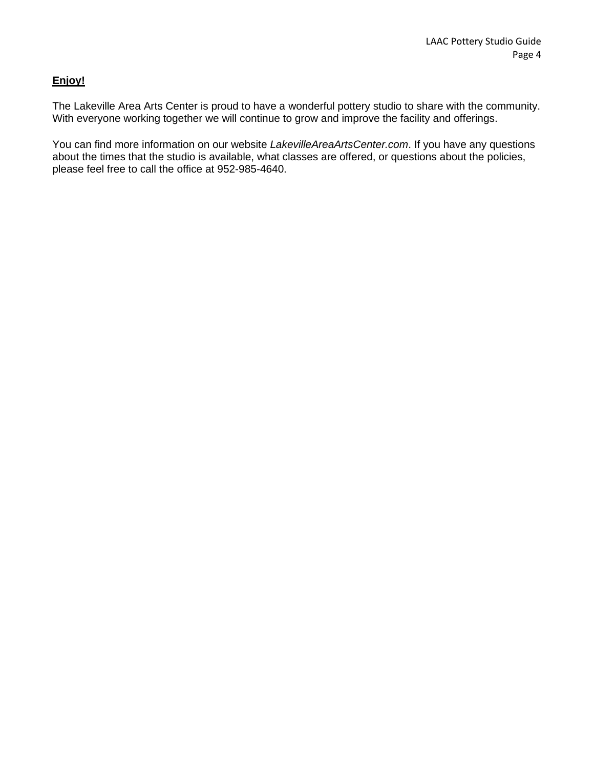## **Enjoy!**

The Lakeville Area Arts Center is proud to have a wonderful pottery studio to share with the community. With everyone working together we will continue to grow and improve the facility and offerings.

You can find more information on our website *LakevilleAreaArtsCenter.com*. If you have any questions about the times that the studio is available, what classes are offered, or questions about the policies, please feel free to call the office at 952-985-4640.